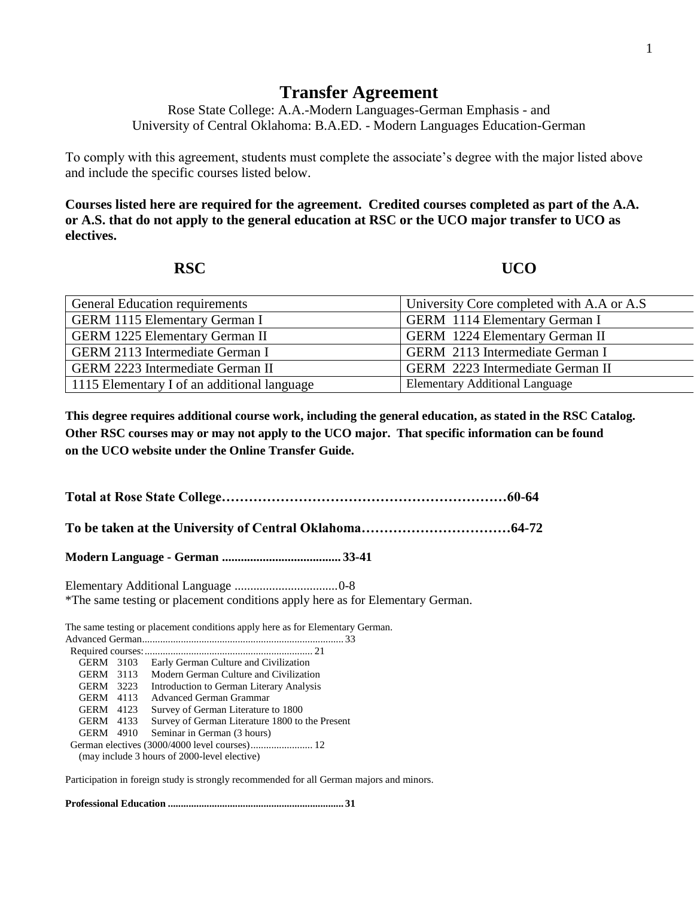# Transfer Agreement

Rose State College: A.A.-Modern Languages-German Emphasis - and
University of Central Oklahoma: B.A.ED. - Modern Languages Education-German

To comply with this agreement, students must complete the associate's degree with the major listed above and include the specific courses listed below.

**Courses listed here are required for the agreement. Credited courses completed as part of the A.A. or A.S. that do not apply to the general education at RSC or the UCO major transfer to UCO as electives.**

| RSC | UCO |
|---|---|
| General Education requirements | University Core completed with A.A or A.S |
| GERM 1115 Elementary German I | GERM 1114 Elementary German I |
| GERM 1225 Elementary German II | GERM 1224 Elementary German II |
| GERM 2113 Intermediate German I | GERM 2113 Intermediate German I |
| GERM 2223 Intermediate German II | GERM 2223 Intermediate German II |
| 1115 Elementary I of an additional language | Elementary Additional Language |

**This degree requires additional course work, including the general education, as stated in the RSC Catalog. Other RSC courses may or may not apply to the UCO major. That specific information can be found on the UCO website under the Online Transfer Guide.**

**Total at Rose State College……………………………………………………60-64**

**To be taken at the University of Central Oklahoma……………………………64-72**

**Modern Language - German ....................................... 33-41**

Elementary Additional Language .................................0-8
*The same testing or placement conditions apply here as for Elementary German.

The same testing or placement conditions apply here as for Elementary German.
Advanced German............................................................................. 33
Required courses:................................................................ 21

- GERM 3103 Early German Culture and Civilization
- GERM 3113 Modern German Culture and Civilization
- GERM 3223 Introduction to German Literary Analysis
- GERM 4113 Advanced German Grammar
- GERM 4123 Survey of German Literature to 1800
- GERM 4133 Survey of German Literature 1800 to the Present
- GERM 4910 Seminar in German (3 hours)

German electives (3000/4000 level courses)........................ 12
(may include 3 hours of 2000-level elective)

Participation in foreign study is strongly recommended for all German majors and minors.

**Professional Education ................................................................... 31**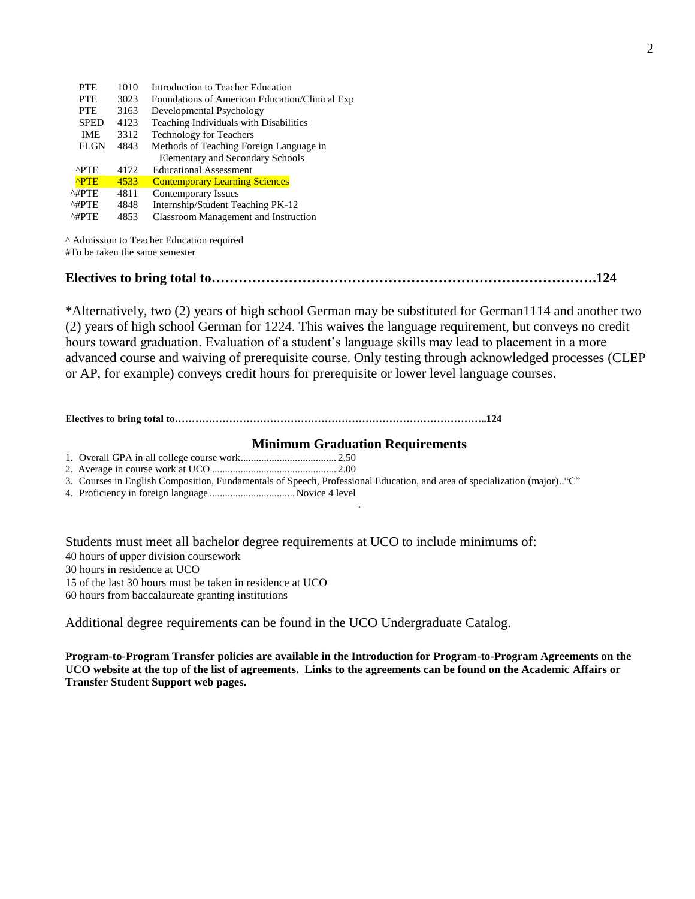| | | |
|---|---|---|
| PTE | 1010 | Introduction to Teacher Education |
| PTE | 3023 | Foundations of American Education/Clinical Exp |
| PTE | 3163 | Developmental Psychology |
| SPED | 4123 | Teaching Individuals with Disabilities |
| IME | 3312 | Technology for Teachers |
| FLGN | 4843 | Methods of Teaching Foreign Language in Elementary and Secondary Schools |
| ^PTE | 4172 | Educational Assessment |
| ^PTE | 4533 | Contemporary Learning Sciences |
| ^#PTE | 4811 | Contemporary Issues |
| ^#PTE | 4848 | Internship/Student Teaching PK-12 |
| ^#PTE | 4853 | Classroom Management and Instruction |

^ Admission to Teacher Education required
#To be taken the same semester

**Electives to bring total to……………………………………………………………………….124**

*Alternatively, two (2) years of high school German may be substituted for German1114 and another two (2) years of high school German for 1224. This waives the language requirement, but conveys no credit hours toward graduation. Evaluation of a student's language skills may lead to placement in a more advanced course and waiving of prerequisite course. Only testing through acknowledged processes (CLEP or AP, for example) conveys credit hours for prerequisite or lower level language courses.

**Electives to bring total to……………………………………………………………………………..124**

## Minimum Graduation Requirements

1. Overall GPA in all college course work..................................... 2.50
2. Average in course work at UCO ................................................ 2.00
3. Courses in English Composition, Fundamentals of Speech, Professional Education, and area of specialization (major).."C"
4. Proficiency in foreign language ................................. Novice 4 level

Students must meet all bachelor degree requirements at UCO to include minimums of:
40 hours of upper division coursework
30 hours in residence at UCO
15 of the last 30 hours must be taken in residence at UCO
60 hours from baccalaureate granting institutions

Additional degree requirements can be found in the UCO Undergraduate Catalog.

**Program-to-Program Transfer policies are available in the Introduction for Program-to-Program Agreements on the UCO website at the top of the list of agreements. Links to the agreements can be found on the Academic Affairs or Transfer Student Support web pages.**